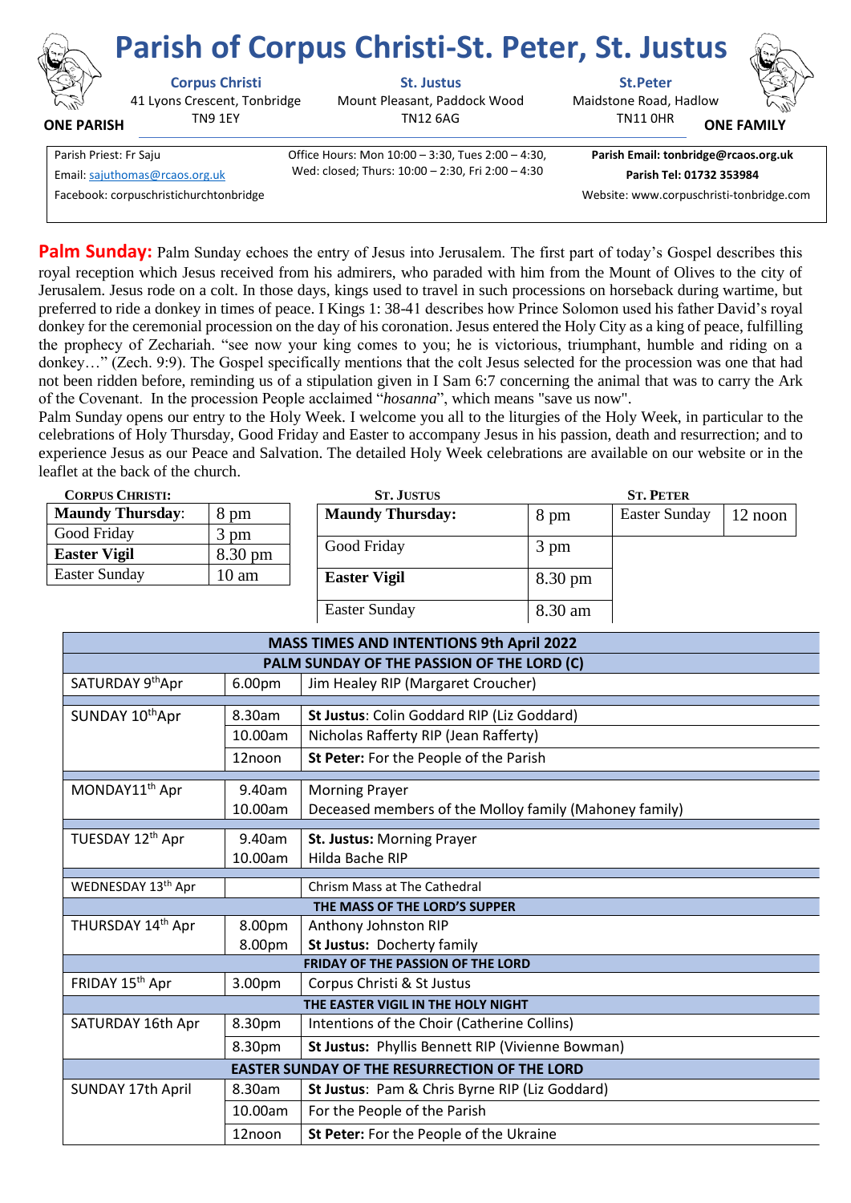# Parish of Corpus Christi-St. Peter, St. Justus

**ONE PARISH** — **ONE FAMILY**

**Corpus Christi**
41 Lyons Crescent, Tonbridge
TN9 1EY

**St. Justus**
Mount Pleasant, Paddock Wood
TN12 6AG

**St.Peter**
Maidstone Road, Hadlow
TN11 0HR

Parish Priest: Fr Saju
Email: sajuthomas@rcaos.org.uk
Facebook: corpuschristichurchtonbridge

Office Hours: Mon 10:00 – 3:30, Tues 2:00 – 4:30, Wed: closed; Thurs: 10:00 – 2:30, Fri 2:00 – 4:30

**Parish Email: tonbridge@rcaos.org.uk**
**Parish Tel: 01732 353984**
Website: www.corpuschristi-tonbridge.com

**Palm Sunday:** Palm Sunday echoes the entry of Jesus into Jerusalem. The first part of today's Gospel describes this royal reception which Jesus received from his admirers, who paraded with him from the Mount of Olives to the city of Jerusalem. Jesus rode on a colt. In those days, kings used to travel in such processions on horseback during wartime, but preferred to ride a donkey in times of peace. I Kings 1: 38-41 describes how Prince Solomon used his father David's royal donkey for the ceremonial procession on the day of his coronation. Jesus entered the Holy City as a king of peace, fulfilling the prophecy of Zechariah. "see now your king comes to you; he is victorious, triumphant, humble and riding on a donkey…" (Zech. 9:9). The Gospel specifically mentions that the colt Jesus selected for the procession was one that had not been ridden before, reminding us of a stipulation given in I Sam 6:7 concerning the animal that was to carry the Ark of the Covenant. In the procession People acclaimed "*hosanna*", which means "save us now".
Palm Sunday opens our entry to the Holy Week. I welcome you all to the liturgies of the Holy Week, in particular to the celebrations of Holy Thursday, Good Friday and Easter to accompany Jesus in his passion, death and resurrection; and to experience Jesus as our Peace and Salvation. The detailed Holy Week celebrations are available on our website or in the leaflet at the back of the church.

**CORPUS CHRISTI:**

| | |
|---|---|
| **Maundy Thursday**: | 8 pm |
| Good Friday | 3 pm |
| **Easter Vigil** | 8.30 pm |
| Easter Sunday | 10 am |

**ST. JUSTUS**

| | |
|---|---|
| **Maundy Thursday:** | 8 pm |
| Good Friday | 3 pm |
| **Easter Vigil** | 8.30 pm |
| Easter Sunday | 8.30 am |

**ST. PETER**

| | |
|---|---|
| Easter Sunday | 12 noon |

| MASS TIMES AND INTENTIONS 9th April 2022 | | |
|---|---|---|
| **PALM SUNDAY OF THE PASSION OF THE LORD (C)** | | |
| SATURDAY 9th Apr | 6.00pm | Jim Healey RIP (Margaret Croucher) |
| SUNDAY 10th Apr | 8.30am | **St Justus**: Colin Goddard RIP (Liz Goddard) |
| | 10.00am | Nicholas Rafferty RIP (Jean Rafferty) |
| | 12noon | **St Peter:** For the People of the Parish |
| MONDAY 11th Apr | 9.40am | Morning Prayer |
| | 10.00am | Deceased members of the Molloy family (Mahoney family) |
| TUESDAY 12th Apr | 9.40am | **St. Justus:** Morning Prayer |
| | 10.00am | Hilda Bache RIP |
| WEDNESDAY 13th Apr | | Chrism Mass at The Cathedral |
| **THE MASS OF THE LORD'S SUPPER** | | |
| THURSDAY 14th Apr | 8.00pm | Anthony Johnston RIP |
| | 8.00pm | **St Justus:** Docherty family |
| **FRIDAY OF THE PASSION OF THE LORD** | | |
| FRIDAY 15th Apr | 3.00pm | Corpus Christi & St Justus |
| **THE EASTER VIGIL IN THE HOLY NIGHT** | | |
| SATURDAY 16th Apr | 8.30pm | Intentions of the Choir (Catherine Collins) |
| | 8.30pm | **St Justus:** Phyllis Bennett RIP (Vivienne Bowman) |
| **EASTER SUNDAY OF THE RESURRECTION OF THE LORD** | | |
| SUNDAY 17th April | 8.30am | **St Justus**: Pam & Chris Byrne RIP (Liz Goddard) |
| | 10.00am | For the People of the Parish |
| | 12noon | **St Peter:** For the People of the Ukraine |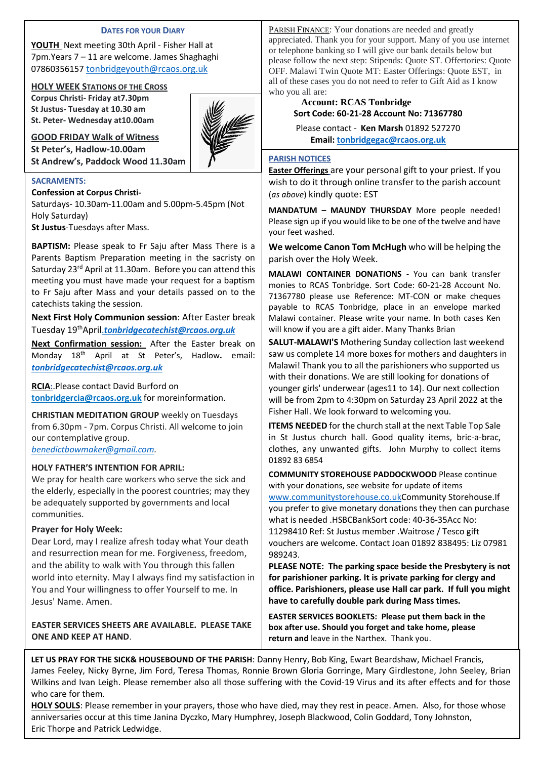## DATES FOR YOUR DIARY

**YOUTH** Next meeting 30th April - Fisher Hall at 7pm.Years 7 – 11 are welcome. James Shaghaghi 07860356157 tonbridgeyouth@rcaos.org.uk

**HOLY WEEK STATIONS OF THE CROSS**
**Corpus Christi- Friday at7.30pm**
**St Justus- Tuesday at 10.30 am**
**St. Peter- Wednesday at10.00am**

**GOOD FRIDAY Walk of Witness**
**St Peter's, Hadlow-10.00am**
**St Andrew's, Paddock Wood 11.30am**

## SACRAMENTS:

**Confession at Corpus Christi-**
Saturdays- 10.30am-11.00am and 5.00pm-5.45pm (Not Holy Saturday)
**St Justus**-Tuesdays after Mass.

**BAPTISM:** Please speak to Fr Saju after Mass There is a Parents Baptism Preparation meeting in the sacristy on Saturday 23rd April at 11.30am. Before you can attend this meeting you must have made your request for a baptism to Fr Saju after Mass and your details passed on to the catechists taking the session.

**Next First Holy Communion session**: After Easter break Tuesday 19thApril.*tonbridgecatechist@rcaos.org.uk*

**Next Confirmation session:** After the Easter break on Monday 18th April at St Peter's, Hadlow**.** email: *tonbridgecatechist@rcaos.org.uk*

**RCIA:**.Please contact David Burford on **tonbridgercia@rcaos.org.uk** for moreinformation.

**CHRISTIAN MEDITATION GROUP** weekly on Tuesdays from 6.30pm - 7pm. Corpus Christi. All welcome to join our contemplative group. *benedictbowmaker@gmail.com.*

**HOLY FATHER'S INTENTION FOR APRIL:**
We pray for health care workers who serve the sick and the elderly, especially in the poorest countries; may they be adequately supported by governments and local communities.

**Prayer for Holy Week:**
Dear Lord, may I realize afresh today what Your death and resurrection mean for me. Forgiveness, freedom, and the ability to walk with You through this fallen world into eternity. May I always find my satisfaction in You and Your willingness to offer Yourself to me. In Jesus' Name. Amen.

**EASTER SERVICES SHEETS ARE AVAILABLE. PLEASE TAKE ONE AND KEEP AT HAND**.

PARISH FINANCE: Your donations are needed and greatly appreciated. Thank you for your support. Many of you use internet or telephone banking so I will give our bank details below but please follow the next step: Stipends: Quote ST. Offertories: Quote OFF. Malawi Twin Quote MT: Easter Offerings: Quote EST, in all of these cases you do not need to refer to Gift Aid as I know who you all are:

**Account: RCAS Tonbridge**
**Sort Code: 60-21-28 Account No: 71367780**
Please contact - **Ken Marsh** 01892 527270
**Email: tonbridgegac@rcaos.org.uk**

## PARISH NOTICES

**Easter Offerings** are your personal gift to your priest. If you wish to do it through online transfer to the parish account (*as above*) kindly quote: EST

**MANDATUM – MAUNDY THURSDAY** More people needed! Please sign up if you would like to be one of the twelve and have your feet washed.

**We welcome Canon Tom McHugh** who will be helping the parish over the Holy Week.

**MALAWI CONTAINER DONATIONS** - You can bank transfer monies to RCAS Tonbridge. Sort Code: 60-21-28 Account No. 71367780 please use Reference: MT-CON or make cheques payable to RCAS Tonbridge, place in an envelope marked Malawi container. Please write your name. In both cases Ken will know if you are a gift aider. Many Thanks Brian

**SALUT-MALAWI'S** Mothering Sunday collection last weekend saw us complete 14 more boxes for mothers and daughters in Malawi! Thank you to all the parishioners who supported us with their donations. We are still looking for donations of younger girls' underwear (ages11 to 14). Our next collection will be from 2pm to 4:30pm on Saturday 23 April 2022 at the Fisher Hall. We look forward to welcoming you.

**ITEMS NEEDED** for the church stall at the next Table Top Sale in St Justus church hall. Good quality items, bric-a-brac, clothes, any unwanted gifts. John Murphy to collect items 01892 83 6854

**COMMUNITY STOREHOUSE PADDOCKWOOD** Please continue with your donations, see website for update of items www.communitystorehouse.co.ukCommunity Storehouse.If you prefer to give monetary donations they then can purchase what is needed .HSBCBankSort code: 40-36-35Acc No: 11298410 Ref: St Justus member .Waitrose / Tesco gift vouchers are welcome. Contact Joan 01892 838495: Liz 07981 989243.

**PLEASE NOTE: The parking space beside the Presbytery is not for parishioner parking. It is private parking for clergy and office. Parishioners, please use Hall car park. If full you might have to carefully double park during Mass times.**

**EASTER SERVICES BOOKLETS: Please put them back in the box after use. Should you forget and take home, please return and** leave in the Narthex. Thank you.

**LET US PRAY FOR THE SICK& HOUSEBOUND OF THE PARISH**: Danny Henry, Bob King, Ewart Beardshaw, Michael Francis, James Feeley, Nicky Byrne, Jim Ford, Teresa Thomas, Ronnie Brown Gloria Gorringe, Mary Girdlestone, John Seeley, Brian Wilkins and Ivan Leigh. Please remember also all those suffering with the Covid-19 Virus and its after effects and for those who care for them.

**HOLY SOULS**: Please remember in your prayers, those who have died, may they rest in peace. Amen. Also, for those whose anniversaries occur at this time Janina Dyczko, Mary Humphrey, Joseph Blackwood, Colin Goddard, Tony Johnston, Eric Thorpe and Patrick Ledwidge.